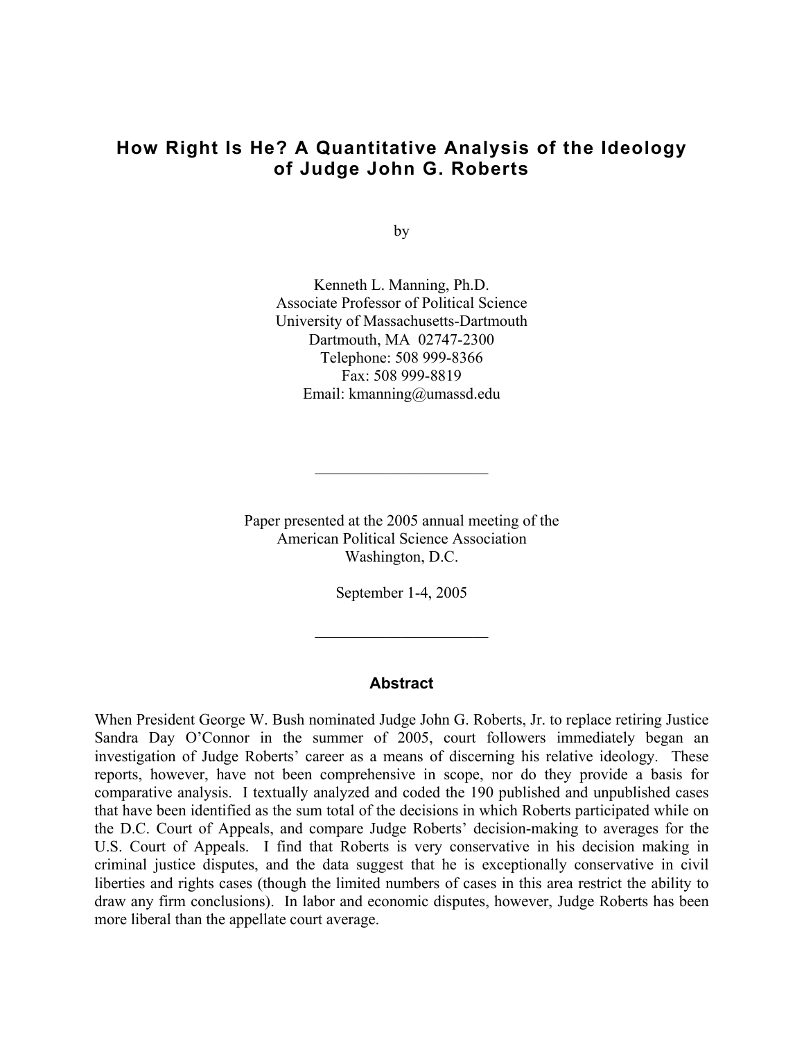# How Right Is He? A Quantitative Analysis of the Ideology of Judge John G. Roberts

by

Kenneth L. Manning, Ph.D.
Associate Professor of Political Science
University of Massachusetts-Dartmouth
Dartmouth, MA 02747-2300
Telephone: 508 999-8366
Fax: 508 999-8819
Email: kmanning@umassd.edu

---

Paper presented at the 2005 annual meeting of the
American Political Science Association
Washington, D.C.

September 1-4, 2005

---

## Abstract

When President George W. Bush nominated Judge John G. Roberts, Jr. to replace retiring Justice Sandra Day O'Connor in the summer of 2005, court followers immediately began an investigation of Judge Roberts' career as a means of discerning his relative ideology. These reports, however, have not been comprehensive in scope, nor do they provide a basis for comparative analysis. I textually analyzed and coded the 190 published and unpublished cases that have been identified as the sum total of the decisions in which Roberts participated while on the D.C. Court of Appeals, and compare Judge Roberts' decision-making to averages for the U.S. Court of Appeals. I find that Roberts is very conservative in his decision making in criminal justice disputes, and the data suggest that he is exceptionally conservative in civil liberties and rights cases (though the limited numbers of cases in this area restrict the ability to draw any firm conclusions). In labor and economic disputes, however, Judge Roberts has been more liberal than the appellate court average.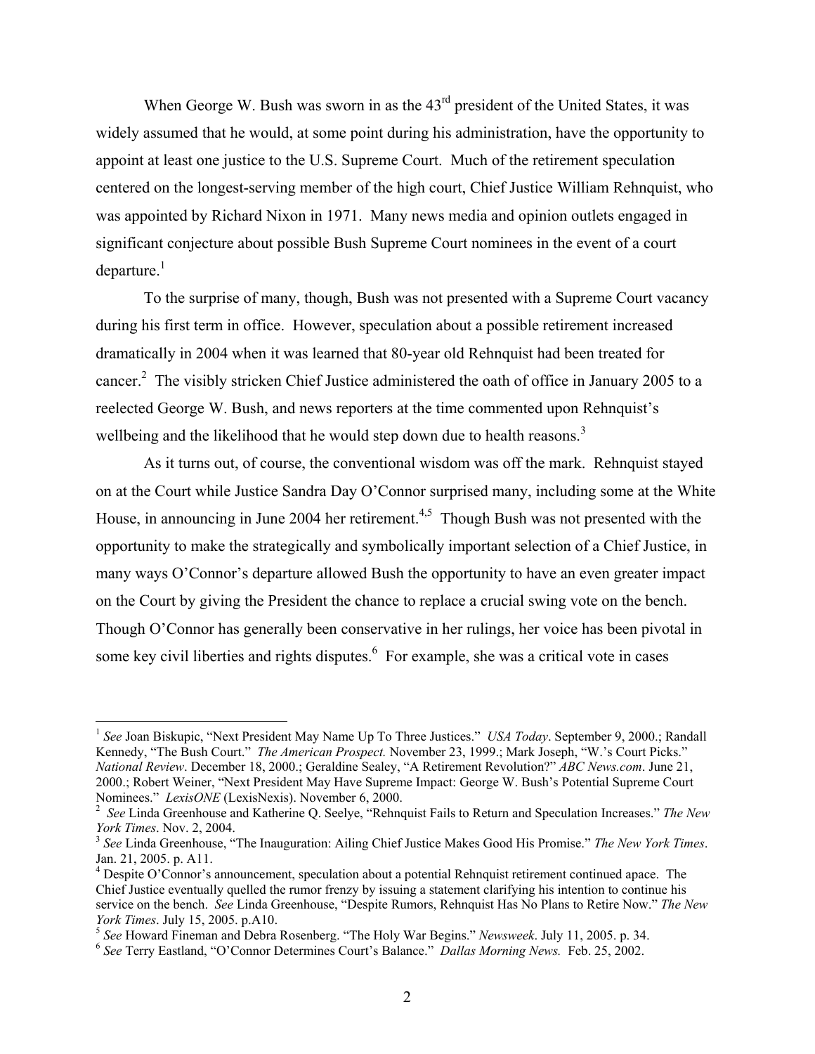When George W. Bush was sworn in as the 43rd president of the United States, it was widely assumed that he would, at some point during his administration, have the opportunity to appoint at least one justice to the U.S. Supreme Court. Much of the retirement speculation centered on the longest-serving member of the high court, Chief Justice William Rehnquist, who was appointed by Richard Nixon in 1971. Many news media and opinion outlets engaged in significant conjecture about possible Bush Supreme Court nominees in the event of a court departure.[1]

To the surprise of many, though, Bush was not presented with a Supreme Court vacancy during his first term in office. However, speculation about a possible retirement increased dramatically in 2004 when it was learned that 80-year old Rehnquist had been treated for cancer.[2] The visibly stricken Chief Justice administered the oath of office in January 2005 to a reelected George W. Bush, and news reporters at the time commented upon Rehnquist's wellbeing and the likelihood that he would step down due to health reasons.[3]

As it turns out, of course, the conventional wisdom was off the mark. Rehnquist stayed on at the Court while Justice Sandra Day O'Connor surprised many, including some at the White House, in announcing in June 2004 her retirement.[4,5] Though Bush was not presented with the opportunity to make the strategically and symbolically important selection of a Chief Justice, in many ways O'Connor's departure allowed Bush the opportunity to have an even greater impact on the Court by giving the President the chance to replace a crucial swing vote on the bench. Though O'Connor has generally been conservative in her rulings, her voice has been pivotal in some key civil liberties and rights disputes.[6] For example, she was a critical vote in cases

---

[1] *See* Joan Biskupic, "Next President May Name Up To Three Justices." *USA Today*. September 9, 2000.; Randall Kennedy, "The Bush Court." *The American Prospect.* November 23, 1999.; Mark Joseph, "W.'s Court Picks." *National Review*. December 18, 2000.; Geraldine Sealey, "A Retirement Revolution?" *ABC News.com*. June 21, 2000.; Robert Weiner, "Next President May Have Supreme Impact: George W. Bush's Potential Supreme Court Nominees." *LexisONE* (LexisNexis). November 6, 2000.

[2] *See* Linda Greenhouse and Katherine Q. Seelye, "Rehnquist Fails to Return and Speculation Increases." *The New York Times*. Nov. 2, 2004.

[3] *See* Linda Greenhouse, "The Inauguration: Ailing Chief Justice Makes Good His Promise." *The New York Times*. Jan. 21, 2005. p. A11.

[4] Despite O'Connor's announcement, speculation about a potential Rehnquist retirement continued apace. The Chief Justice eventually quelled the rumor frenzy by issuing a statement clarifying his intention to continue his service on the bench. *See* Linda Greenhouse, "Despite Rumors, Rehnquist Has No Plans to Retire Now." *The New York Times*. July 15, 2005. p.A10.

[5] *See* Howard Fineman and Debra Rosenberg. "The Holy War Begins." *Newsweek*. July 11, 2005. p. 34.

[6] *See* Terry Eastland, "O'Connor Determines Court's Balance." *Dallas Morning News.* Feb. 25, 2002.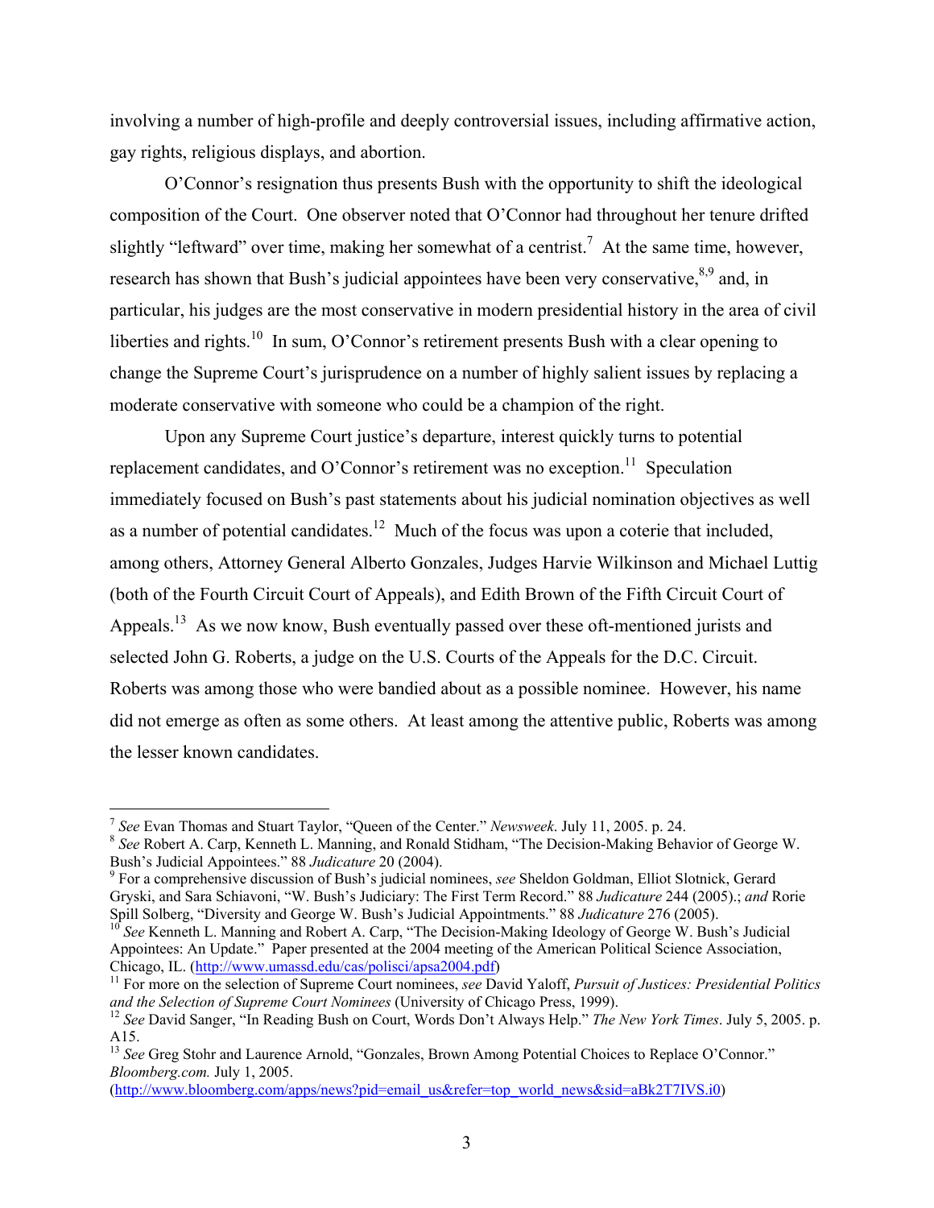involving a number of high-profile and deeply controversial issues, including affirmative action, gay rights, religious displays, and abortion.

O'Connor's resignation thus presents Bush with the opportunity to shift the ideological composition of the Court. One observer noted that O'Connor had throughout her tenure drifted slightly "leftward" over time, making her somewhat of a centrist.[7] At the same time, however, research has shown that Bush's judicial appointees have been very conservative,[8,9] and, in particular, his judges are the most conservative in modern presidential history in the area of civil liberties and rights.[10] In sum, O'Connor's retirement presents Bush with a clear opening to change the Supreme Court's jurisprudence on a number of highly salient issues by replacing a moderate conservative with someone who could be a champion of the right.

Upon any Supreme Court justice's departure, interest quickly turns to potential replacement candidates, and O'Connor's retirement was no exception.[11] Speculation immediately focused on Bush's past statements about his judicial nomination objectives as well as a number of potential candidates.[12] Much of the focus was upon a coterie that included, among others, Attorney General Alberto Gonzales, Judges Harvie Wilkinson and Michael Luttig (both of the Fourth Circuit Court of Appeals), and Edith Brown of the Fifth Circuit Court of Appeals.[13] As we now know, Bush eventually passed over these oft-mentioned jurists and selected John G. Roberts, a judge on the U.S. Courts of the Appeals for the D.C. Circuit. Roberts was among those who were bandied about as a possible nominee. However, his name did not emerge as often as some others. At least among the attentive public, Roberts was among the lesser known candidates.

---

[7] *See* Evan Thomas and Stuart Taylor, "Queen of the Center." *Newsweek*. July 11, 2005. p. 24.

[8] *See* Robert A. Carp, Kenneth L. Manning, and Ronald Stidham, "The Decision-Making Behavior of George W. Bush's Judicial Appointees." 88 *Judicature* 20 (2004).

[9] For a comprehensive discussion of Bush's judicial nominees, *see* Sheldon Goldman, Elliot Slotnick, Gerard Gryski, and Sara Schiavoni, "W. Bush's Judiciary: The First Term Record." 88 *Judicature* 244 (2005).; *and* Rorie Spill Solberg, "Diversity and George W. Bush's Judicial Appointments." 88 *Judicature* 276 (2005).

[10] *See* Kenneth L. Manning and Robert A. Carp, "The Decision-Making Ideology of George W. Bush's Judicial Appointees: An Update." Paper presented at the 2004 meeting of the American Political Science Association, Chicago, IL. (http://www.umassd.edu/cas/polisci/apsa2004.pdf)

[11] For more on the selection of Supreme Court nominees, *see* David Yaloff, *Pursuit of Justices: Presidential Politics and the Selection of Supreme Court Nominees* (University of Chicago Press, 1999).

[12] *See* David Sanger, "In Reading Bush on Court, Words Don't Always Help." *The New York Times*. July 5, 2005. p. A15.

[13] *See* Greg Stohr and Laurence Arnold, "Gonzales, Brown Among Potential Choices to Replace O'Connor." *Bloomberg.com.* July 1, 2005. (http://www.bloomberg.com/apps/news?pid=email_us&refer=top_world_news&sid=aBk2T7IVS.i0)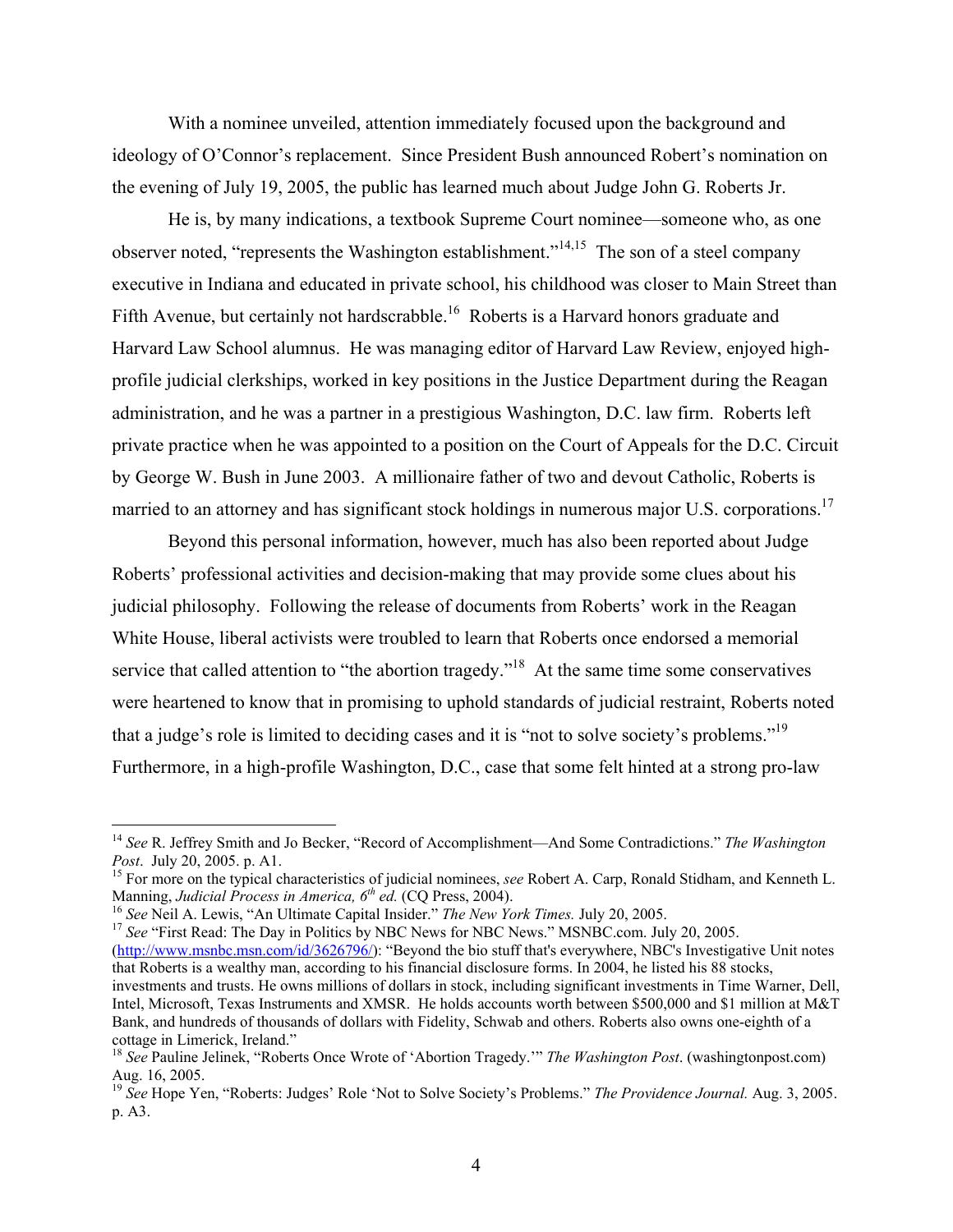With a nominee unveiled, attention immediately focused upon the background and ideology of O'Connor's replacement. Since President Bush announced Robert's nomination on the evening of July 19, 2005, the public has learned much about Judge John G. Roberts Jr.

He is, by many indications, a textbook Supreme Court nominee—someone who, as one observer noted, "represents the Washington establishment."[14,15] The son of a steel company executive in Indiana and educated in private school, his childhood was closer to Main Street than Fifth Avenue, but certainly not hardscrabble.[16] Roberts is a Harvard honors graduate and Harvard Law School alumnus. He was managing editor of Harvard Law Review, enjoyed high-profile judicial clerkships, worked in key positions in the Justice Department during the Reagan administration, and he was a partner in a prestigious Washington, D.C. law firm. Roberts left private practice when he was appointed to a position on the Court of Appeals for the D.C. Circuit by George W. Bush in June 2003. A millionaire father of two and devout Catholic, Roberts is married to an attorney and has significant stock holdings in numerous major U.S. corporations.[17]

Beyond this personal information, however, much has also been reported about Judge Roberts' professional activities and decision-making that may provide some clues about his judicial philosophy. Following the release of documents from Roberts' work in the Reagan White House, liberal activists were troubled to learn that Roberts once endorsed a memorial service that called attention to "the abortion tragedy."[18] At the same time some conservatives were heartened to know that in promising to uphold standards of judicial restraint, Roberts noted that a judge's role is limited to deciding cases and it is "not to solve society's problems."[19] Furthermore, in a high-profile Washington, D.C., case that some felt hinted at a strong pro-law

---

[14] *See* R. Jeffrey Smith and Jo Becker, "Record of Accomplishment—And Some Contradictions." *The Washington Post*. July 20, 2005. p. A1.

[15] For more on the typical characteristics of judicial nominees, *see* Robert A. Carp, Ronald Stidham, and Kenneth L. Manning, *Judicial Process in America, 6th ed.* (CQ Press, 2004).

[16] *See* Neil A. Lewis, "An Ultimate Capital Insider." *The New York Times.* July 20, 2005.

[17] *See* "First Read: The Day in Politics by NBC News for NBC News." MSNBC.com. July 20, 2005. (http://www.msnbc.msn.com/id/3626796/): "Beyond the bio stuff that's everywhere, NBC's Investigative Unit notes that Roberts is a wealthy man, according to his financial disclosure forms. In 2004, he listed his 88 stocks, investments and trusts. He owns millions of dollars in stock, including significant investments in Time Warner, Dell, Intel, Microsoft, Texas Instruments and XMSR. He holds accounts worth between $500,000 and $1 million at M&T Bank, and hundreds of thousands of dollars with Fidelity, Schwab and others. Roberts also owns one-eighth of a cottage in Limerick, Ireland."

[18] *See* Pauline Jelinek, "Roberts Once Wrote of 'Abortion Tragedy.'" *The Washington Post*. (washingtonpost.com) Aug. 16, 2005.

[19] *See* Hope Yen, "Roberts: Judges' Role 'Not to Solve Society's Problems." *The Providence Journal.* Aug. 3, 2005. p. A3.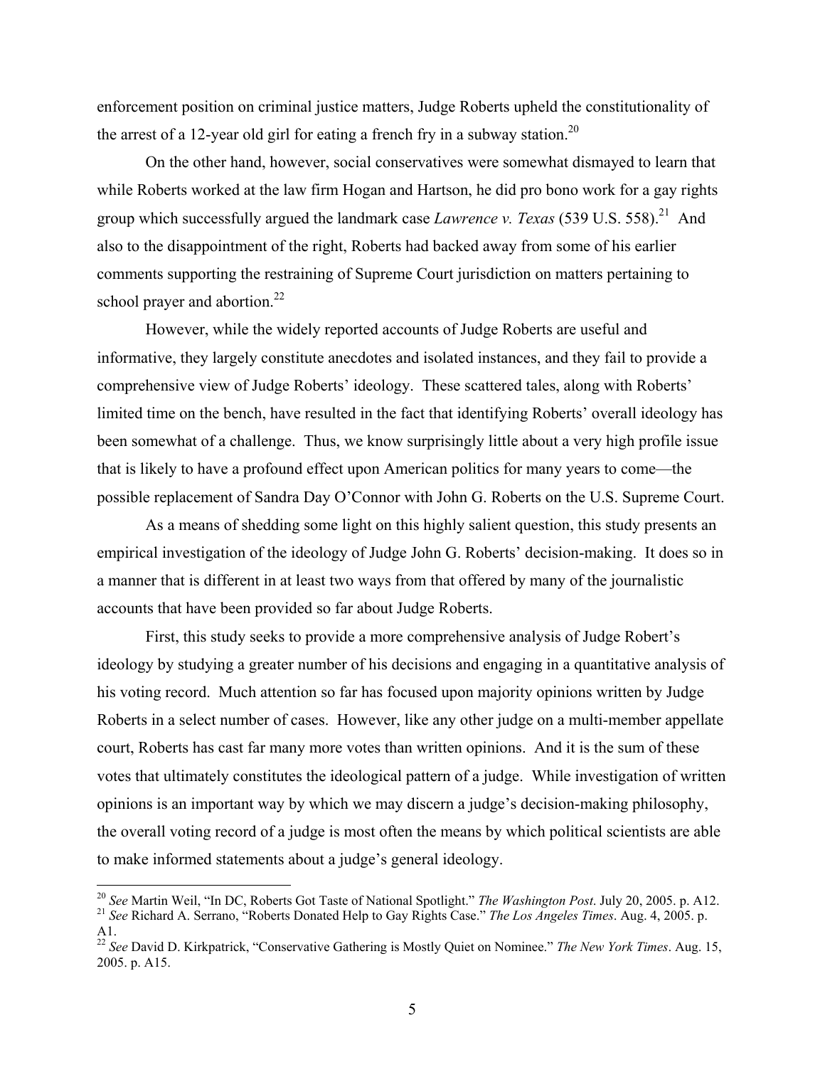enforcement position on criminal justice matters, Judge Roberts upheld the constitutionality of the arrest of a 12-year old girl for eating a french fry in a subway station.[20]

On the other hand, however, social conservatives were somewhat dismayed to learn that while Roberts worked at the law firm Hogan and Hartson, he did pro bono work for a gay rights group which successfully argued the landmark case *Lawrence v. Texas* (539 U.S. 558).[21] And also to the disappointment of the right, Roberts had backed away from some of his earlier comments supporting the restraining of Supreme Court jurisdiction on matters pertaining to school prayer and abortion.[22]

However, while the widely reported accounts of Judge Roberts are useful and informative, they largely constitute anecdotes and isolated instances, and they fail to provide a comprehensive view of Judge Roberts' ideology. These scattered tales, along with Roberts' limited time on the bench, have resulted in the fact that identifying Roberts' overall ideology has been somewhat of a challenge. Thus, we know surprisingly little about a very high profile issue that is likely to have a profound effect upon American politics for many years to come—the possible replacement of Sandra Day O'Connor with John G. Roberts on the U.S. Supreme Court.

As a means of shedding some light on this highly salient question, this study presents an empirical investigation of the ideology of Judge John G. Roberts' decision-making. It does so in a manner that is different in at least two ways from that offered by many of the journalistic accounts that have been provided so far about Judge Roberts.

First, this study seeks to provide a more comprehensive analysis of Judge Robert's ideology by studying a greater number of his decisions and engaging in a quantitative analysis of his voting record. Much attention so far has focused upon majority opinions written by Judge Roberts in a select number of cases. However, like any other judge on a multi-member appellate court, Roberts has cast far many more votes than written opinions. And it is the sum of these votes that ultimately constitutes the ideological pattern of a judge. While investigation of written opinions is an important way by which we may discern a judge's decision-making philosophy, the overall voting record of a judge is most often the means by which political scientists are able to make informed statements about a judge's general ideology.

---

[20] *See* Martin Weil, "In DC, Roberts Got Taste of National Spotlight." *The Washington Post*. July 20, 2005. p. A12.

[21] *See* Richard A. Serrano, "Roberts Donated Help to Gay Rights Case." *The Los Angeles Times*. Aug. 4, 2005. p. A1.

[22] *See* David D. Kirkpatrick, "Conservative Gathering is Mostly Quiet on Nominee." *The New York Times*. Aug. 15, 2005. p. A15.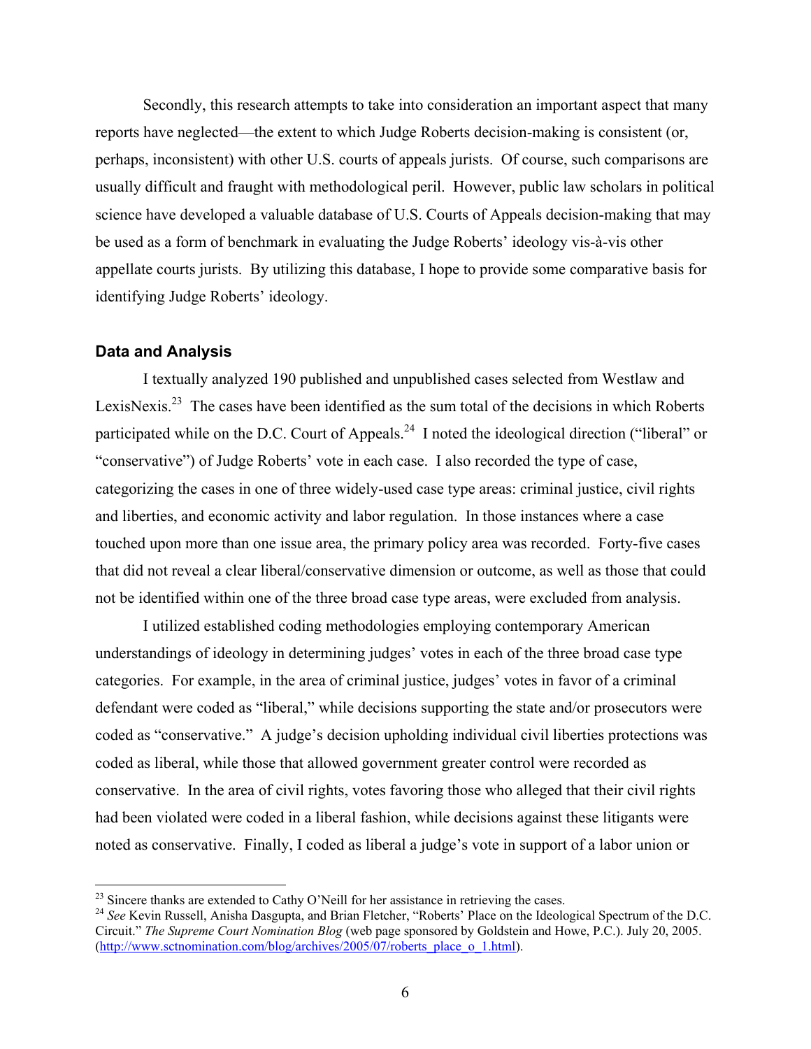Secondly, this research attempts to take into consideration an important aspect that many reports have neglected—the extent to which Judge Roberts decision-making is consistent (or, perhaps, inconsistent) with other U.S. courts of appeals jurists. Of course, such comparisons are usually difficult and fraught with methodological peril. However, public law scholars in political science have developed a valuable database of U.S. Courts of Appeals decision-making that may be used as a form of benchmark in evaluating the Judge Roberts' ideology vis-à-vis other appellate courts jurists. By utilizing this database, I hope to provide some comparative basis for identifying Judge Roberts' ideology.

## Data and Analysis

I textually analyzed 190 published and unpublished cases selected from Westlaw and LexisNexis.[23] The cases have been identified as the sum total of the decisions in which Roberts participated while on the D.C. Court of Appeals.[24] I noted the ideological direction ("liberal" or "conservative") of Judge Roberts' vote in each case. I also recorded the type of case, categorizing the cases in one of three widely-used case type areas: criminal justice, civil rights and liberties, and economic activity and labor regulation. In those instances where a case touched upon more than one issue area, the primary policy area was recorded. Forty-five cases that did not reveal a clear liberal/conservative dimension or outcome, as well as those that could not be identified within one of the three broad case type areas, were excluded from analysis.

I utilized established coding methodologies employing contemporary American understandings of ideology in determining judges' votes in each of the three broad case type categories. For example, in the area of criminal justice, judges' votes in favor of a criminal defendant were coded as "liberal," while decisions supporting the state and/or prosecutors were coded as "conservative." A judge's decision upholding individual civil liberties protections was coded as liberal, while those that allowed government greater control were recorded as conservative. In the area of civil rights, votes favoring those who alleged that their civil rights had been violated were coded in a liberal fashion, while decisions against these litigants were noted as conservative. Finally, I coded as liberal a judge's vote in support of a labor union or

---

[23] Sincere thanks are extended to Cathy O'Neill for her assistance in retrieving the cases.

[24] *See* Kevin Russell, Anisha Dasgupta, and Brian Fletcher, "Roberts' Place on the Ideological Spectrum of the D.C. Circuit." *The Supreme Court Nomination Blog* (web page sponsored by Goldstein and Howe, P.C.). July 20, 2005. (http://www.sctnomination.com/blog/archives/2005/07/roberts_place_o_1.html).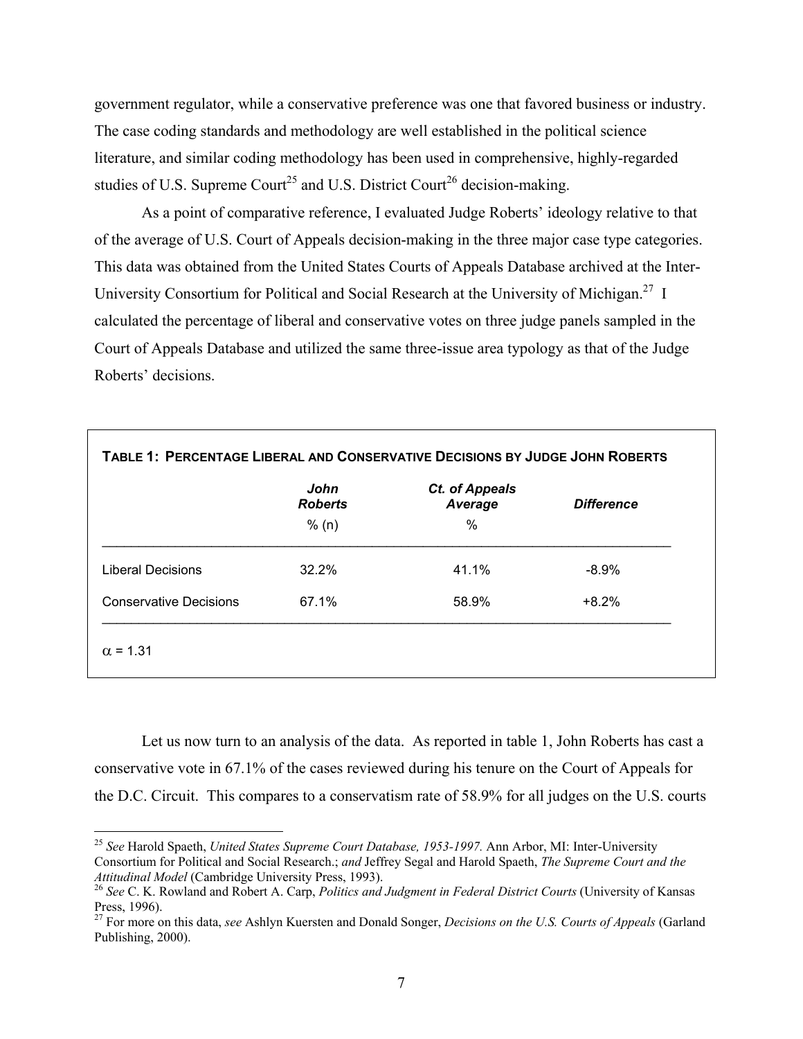government regulator, while a conservative preference was one that favored business or industry. The case coding standards and methodology are well established in the political science literature, and similar coding methodology has been used in comprehensive, highly-regarded studies of U.S. Supreme Court[25] and U.S. District Court[26] decision-making.

As a point of comparative reference, I evaluated Judge Roberts' ideology relative to that of the average of U.S. Court of Appeals decision-making in the three major case type categories. This data was obtained from the United States Courts of Appeals Database archived at the Inter-University Consortium for Political and Social Research at the University of Michigan.[27] I calculated the percentage of liberal and conservative votes on three judge panels sampled in the Court of Appeals Database and utilized the same three-issue area typology as that of the Judge Roberts' decisions.

**TABLE 1: PERCENTAGE LIBERAL AND CONSERVATIVE DECISIONS BY JUDGE JOHN ROBERTS**

| | ***John Roberts*** % (n) | ***Ct. of Appeals Average*** % | ***Difference*** |
|---|---|---|---|
| Liberal Decisions | 32.2% | 41.1% | -8.9% |
| Conservative Decisions | 67.1% | 58.9% | +8.2% |

$\alpha$ = 1.31

Let us now turn to an analysis of the data. As reported in table 1, John Roberts has cast a conservative vote in 67.1% of the cases reviewed during his tenure on the Court of Appeals for the D.C. Circuit. This compares to a conservatism rate of 58.9% for all judges on the U.S. courts

---

[25] *See* Harold Spaeth, *United States Supreme Court Database, 1953-1997.* Ann Arbor, MI: Inter-University Consortium for Political and Social Research.; *and* Jeffrey Segal and Harold Spaeth, *The Supreme Court and the Attitudinal Model* (Cambridge University Press, 1993).

[26] *See* C. K. Rowland and Robert A. Carp, *Politics and Judgment in Federal District Courts* (University of Kansas Press, 1996).

[27] For more on this data, *see* Ashlyn Kuersten and Donald Songer, *Decisions on the U.S. Courts of Appeals* (Garland Publishing, 2000).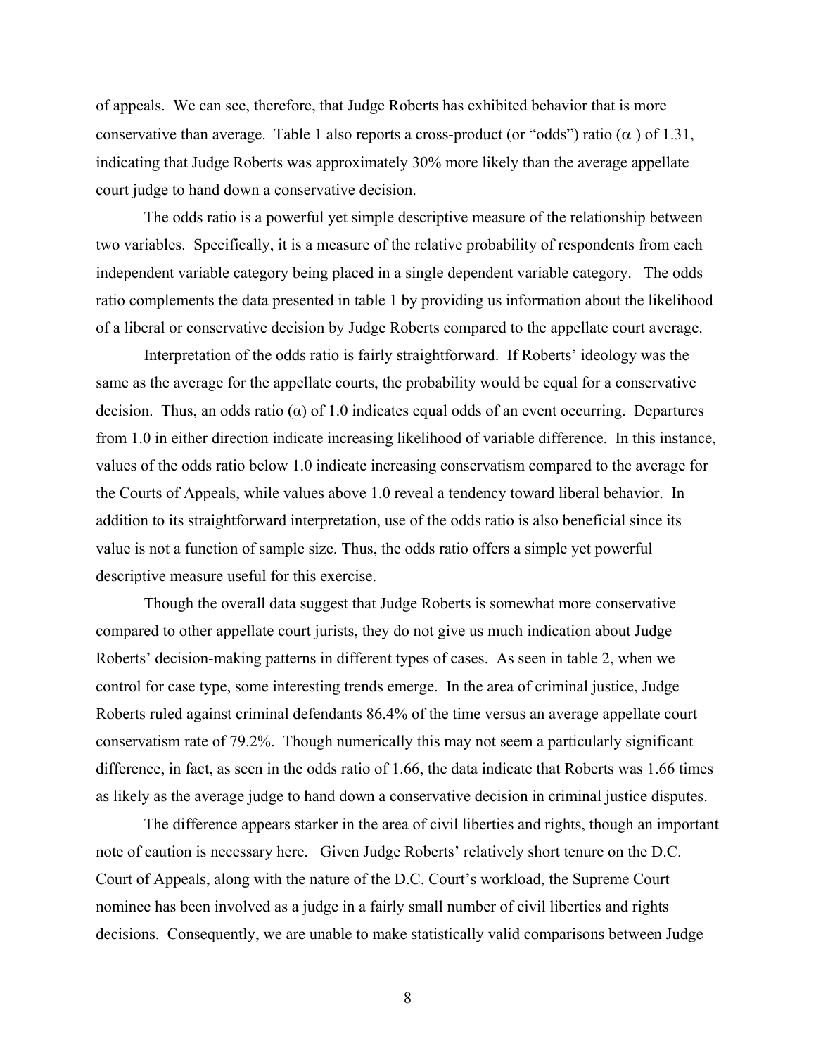of appeals. We can see, therefore, that Judge Roberts has exhibited behavior that is more conservative than average. Table 1 also reports a cross-product (or "odds") ratio ($\alpha$) of 1.31, indicating that Judge Roberts was approximately 30% more likely than the average appellate court judge to hand down a conservative decision.

The odds ratio is a powerful yet simple descriptive measure of the relationship between two variables. Specifically, it is a measure of the relative probability of respondents from each independent variable category being placed in a single dependent variable category. The odds ratio complements the data presented in table 1 by providing us information about the likelihood of a liberal or conservative decision by Judge Roberts compared to the appellate court average.

Interpretation of the odds ratio is fairly straightforward. If Roberts' ideology was the same as the average for the appellate courts, the probability would be equal for a conservative decision. Thus, an odds ratio ($\alpha$) of 1.0 indicates equal odds of an event occurring. Departures from 1.0 in either direction indicate increasing likelihood of variable difference. In this instance, values of the odds ratio below 1.0 indicate increasing conservatism compared to the average for the Courts of Appeals, while values above 1.0 reveal a tendency toward liberal behavior. In addition to its straightforward interpretation, use of the odds ratio is also beneficial since its value is not a function of sample size. Thus, the odds ratio offers a simple yet powerful descriptive measure useful for this exercise.

Though the overall data suggest that Judge Roberts is somewhat more conservative compared to other appellate court jurists, they do not give us much indication about Judge Roberts' decision-making patterns in different types of cases. As seen in table 2, when we control for case type, some interesting trends emerge. In the area of criminal justice, Judge Roberts ruled against criminal defendants 86.4% of the time versus an average appellate court conservatism rate of 79.2%. Though numerically this may not seem a particularly significant difference, in fact, as seen in the odds ratio of 1.66, the data indicate that Roberts was 1.66 times as likely as the average judge to hand down a conservative decision in criminal justice disputes.

The difference appears starker in the area of civil liberties and rights, though an important note of caution is necessary here. Given Judge Roberts' relatively short tenure on the D.C. Court of Appeals, along with the nature of the D.C. Court's workload, the Supreme Court nominee has been involved as a judge in a fairly small number of civil liberties and rights decisions. Consequently, we are unable to make statistically valid comparisons between Judge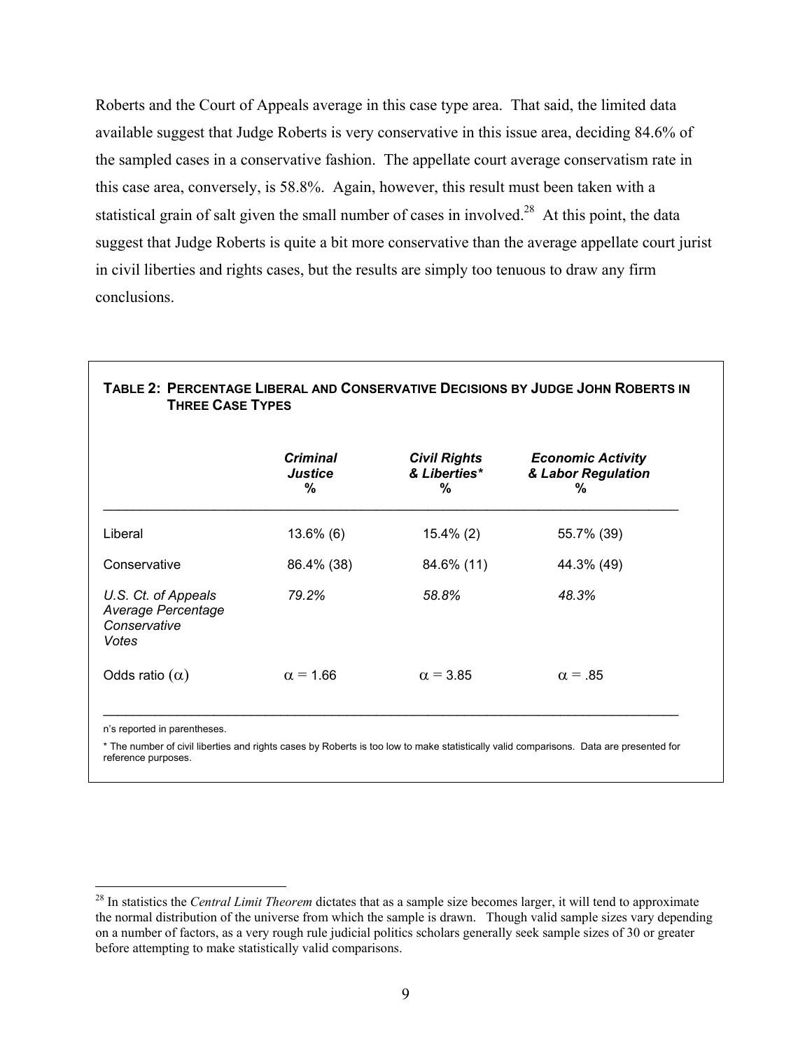Roberts and the Court of Appeals average in this case type area. That said, the limited data available suggest that Judge Roberts is very conservative in this issue area, deciding 84.6% of the sampled cases in a conservative fashion. The appellate court average conservatism rate in this case area, conversely, is 58.8%. Again, however, this result must been taken with a statistical grain of salt given the small number of cases in involved.[28] At this point, the data suggest that Judge Roberts is quite a bit more conservative than the average appellate court jurist in civil liberties and rights cases, but the results are simply too tenuous to draw any firm conclusions.

**TABLE 2: PERCENTAGE LIBERAL AND CONSERVATIVE DECISIONS BY JUDGE JOHN ROBERTS IN THREE CASE TYPES**

| | ***Criminal Justice*** **%** | ***Civil Rights & Liberties**** **%** | ***Economic Activity & Labor Regulation*** **%** |
|---|---|---|---|
| Liberal | 13.6% (6) | 15.4% (2) | 55.7% (39) |
| Conservative | 86.4% (38) | 84.6% (11) | 44.3% (49) |
| *U.S. Ct. of Appeals Average Percentage Conservative Votes* | *79.2%* | *58.8%* | *48.3%* |
| Odds ratio ($\alpha$) | $\alpha = 1.66$ | $\alpha = 3.85$ | $\alpha = .85$ |

n's reported in parentheses.

* The number of civil liberties and rights cases by Roberts is too low to make statistically valid comparisons. Data are presented for reference purposes.

[28] In statistics the *Central Limit Theorem* dictates that as a sample size becomes larger, it will tend to approximate the normal distribution of the universe from which the sample is drawn. Though valid sample sizes vary depending on a number of factors, as a very rough rule judicial politics scholars generally seek sample sizes of 30 or greater before attempting to make statistically valid comparisons.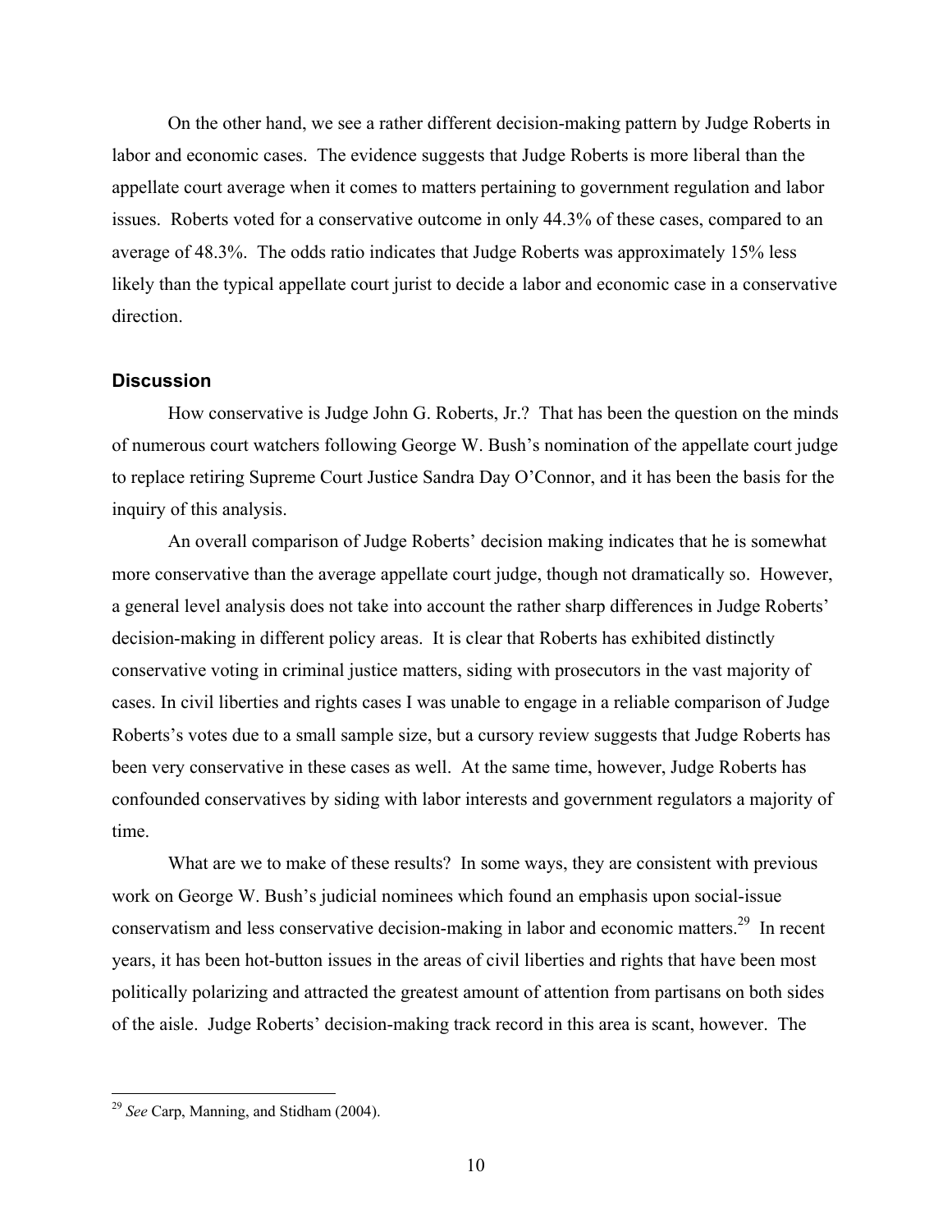On the other hand, we see a rather different decision-making pattern by Judge Roberts in labor and economic cases. The evidence suggests that Judge Roberts is more liberal than the appellate court average when it comes to matters pertaining to government regulation and labor issues. Roberts voted for a conservative outcome in only 44.3% of these cases, compared to an average of 48.3%. The odds ratio indicates that Judge Roberts was approximately 15% less likely than the typical appellate court jurist to decide a labor and economic case in a conservative direction.

### Discussion

How conservative is Judge John G. Roberts, Jr.? That has been the question on the minds of numerous court watchers following George W. Bush's nomination of the appellate court judge to replace retiring Supreme Court Justice Sandra Day O'Connor, and it has been the basis for the inquiry of this analysis.

An overall comparison of Judge Roberts' decision making indicates that he is somewhat more conservative than the average appellate court judge, though not dramatically so. However, a general level analysis does not take into account the rather sharp differences in Judge Roberts' decision-making in different policy areas. It is clear that Roberts has exhibited distinctly conservative voting in criminal justice matters, siding with prosecutors in the vast majority of cases. In civil liberties and rights cases I was unable to engage in a reliable comparison of Judge Roberts's votes due to a small sample size, but a cursory review suggests that Judge Roberts has been very conservative in these cases as well. At the same time, however, Judge Roberts has confounded conservatives by siding with labor interests and government regulators a majority of time.

What are we to make of these results? In some ways, they are consistent with previous work on George W. Bush's judicial nominees which found an emphasis upon social-issue conservatism and less conservative decision-making in labor and economic matters.[29] In recent years, it has been hot-button issues in the areas of civil liberties and rights that have been most politically polarizing and attracted the greatest amount of attention from partisans on both sides of the aisle. Judge Roberts' decision-making track record in this area is scant, however. The

[29] *See* Carp, Manning, and Stidham (2004).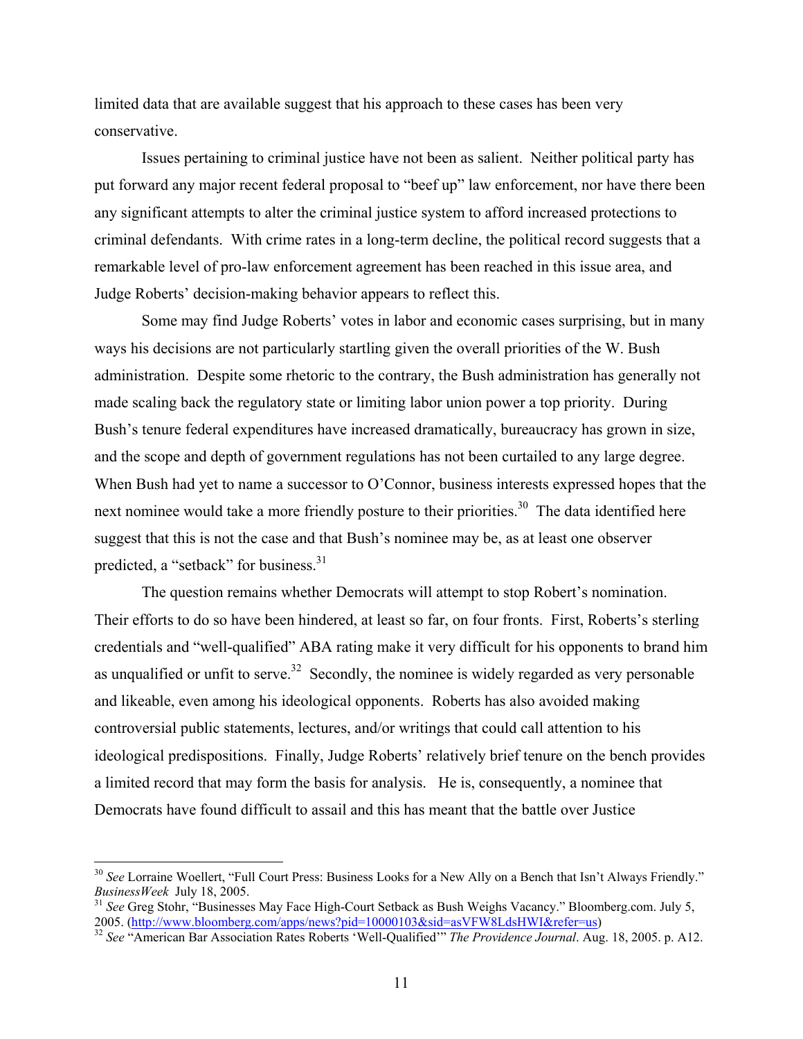limited data that are available suggest that his approach to these cases has been very conservative.

Issues pertaining to criminal justice have not been as salient. Neither political party has put forward any major recent federal proposal to "beef up" law enforcement, nor have there been any significant attempts to alter the criminal justice system to afford increased protections to criminal defendants. With crime rates in a long-term decline, the political record suggests that a remarkable level of pro-law enforcement agreement has been reached in this issue area, and Judge Roberts' decision-making behavior appears to reflect this.

Some may find Judge Roberts' votes in labor and economic cases surprising, but in many ways his decisions are not particularly startling given the overall priorities of the W. Bush administration. Despite some rhetoric to the contrary, the Bush administration has generally not made scaling back the regulatory state or limiting labor union power a top priority. During Bush's tenure federal expenditures have increased dramatically, bureaucracy has grown in size, and the scope and depth of government regulations has not been curtailed to any large degree. When Bush had yet to name a successor to O'Connor, business interests expressed hopes that the next nominee would take a more friendly posture to their priorities.[30] The data identified here suggest that this is not the case and that Bush's nominee may be, as at least one observer predicted, a "setback" for business.[31]

The question remains whether Democrats will attempt to stop Robert's nomination. Their efforts to do so have been hindered, at least so far, on four fronts. First, Roberts's sterling credentials and "well-qualified" ABA rating make it very difficult for his opponents to brand him as unqualified or unfit to serve.[32] Secondly, the nominee is widely regarded as very personable and likeable, even among his ideological opponents. Roberts has also avoided making controversial public statements, lectures, and/or writings that could call attention to his ideological predispositions. Finally, Judge Roberts' relatively brief tenure on the bench provides a limited record that may form the basis for analysis. He is, consequently, a nominee that Democrats have found difficult to assail and this has meant that the battle over Justice

---

[30] *See* Lorraine Woellert, "Full Court Press: Business Looks for a New Ally on a Bench that Isn't Always Friendly." *BusinessWeek* July 18, 2005.

[31] *See* Greg Stohr, "Businesses May Face High-Court Setback as Bush Weighs Vacancy." Bloomberg.com. July 5, 2005. (http://www.bloomberg.com/apps/news?pid=10000103&sid=asVFW8LdsHWI&refer=us)

[32] *See* "American Bar Association Rates Roberts 'Well-Qualified'" *The Providence Journal*. Aug. 18, 2005. p. A12.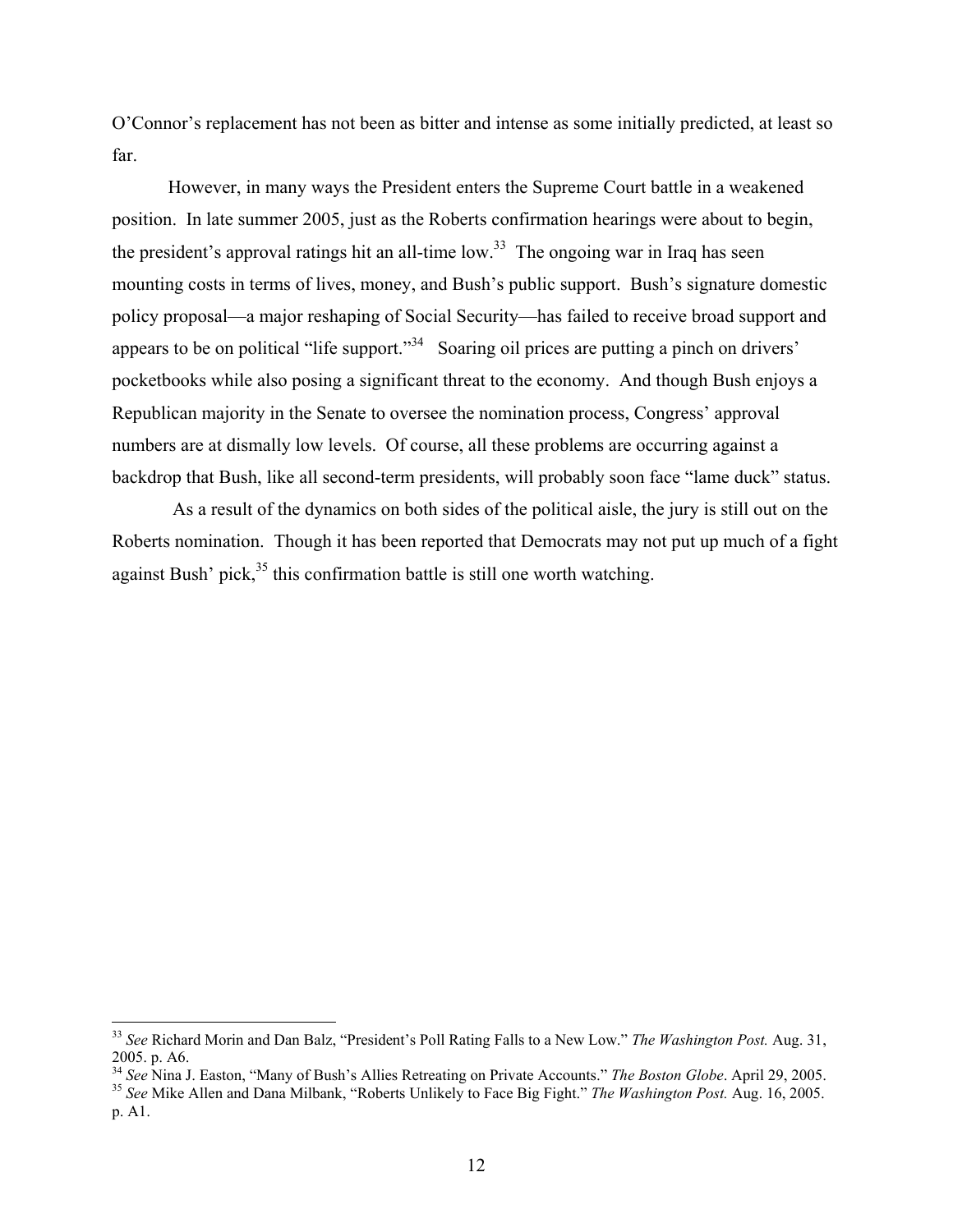O'Connor's replacement has not been as bitter and intense as some initially predicted, at least so far.

However, in many ways the President enters the Supreme Court battle in a weakened position. In late summer 2005, just as the Roberts confirmation hearings were about to begin, the president's approval ratings hit an all-time low.[33] The ongoing war in Iraq has seen mounting costs in terms of lives, money, and Bush's public support. Bush's signature domestic policy proposal—a major reshaping of Social Security—has failed to receive broad support and appears to be on political "life support."[34] Soaring oil prices are putting a pinch on drivers' pocketbooks while also posing a significant threat to the economy. And though Bush enjoys a Republican majority in the Senate to oversee the nomination process, Congress' approval numbers are at dismally low levels. Of course, all these problems are occurring against a backdrop that Bush, like all second-term presidents, will probably soon face "lame duck" status.

As a result of the dynamics on both sides of the political aisle, the jury is still out on the Roberts nomination. Though it has been reported that Democrats may not put up much of a fight against Bush' pick,[35] this confirmation battle is still one worth watching.

---

[33] *See* Richard Morin and Dan Balz, "President's Poll Rating Falls to a New Low." *The Washington Post.* Aug. 31, 2005. p. A6.

[34] *See* Nina J. Easton, "Many of Bush's Allies Retreating on Private Accounts." *The Boston Globe*. April 29, 2005.

[35] *See* Mike Allen and Dana Milbank, "Roberts Unlikely to Face Big Fight." *The Washington Post.* Aug. 16, 2005. p. A1.